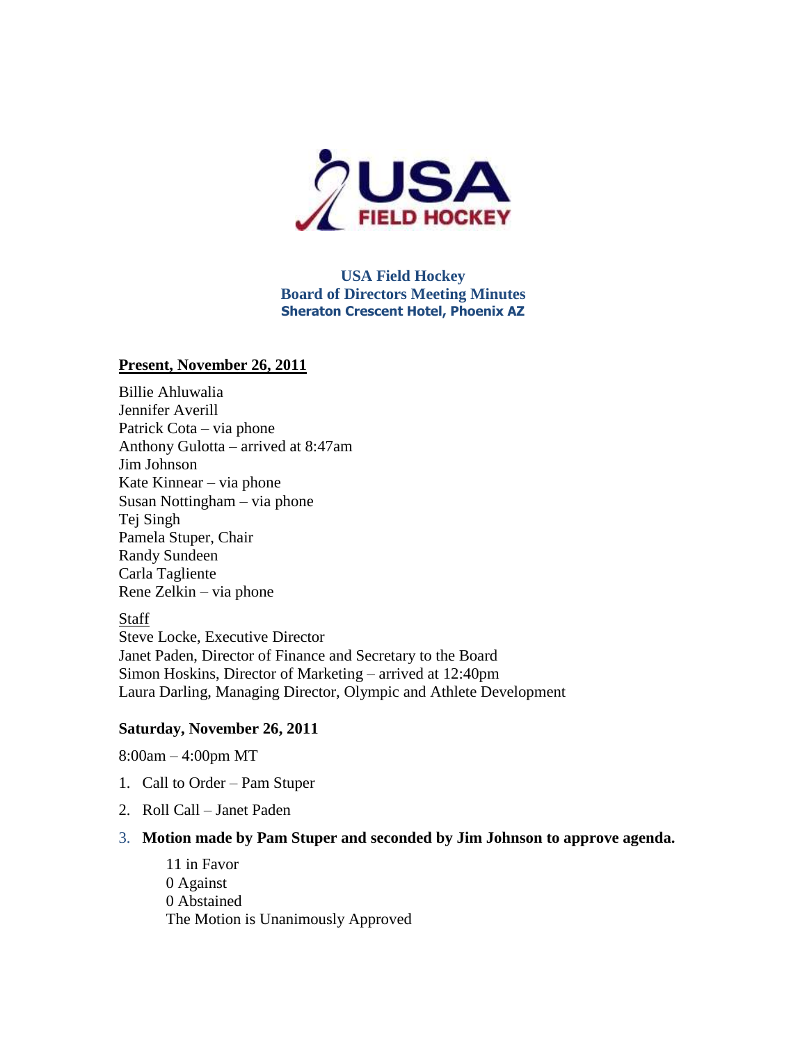# USA Field Hockey
## Board of Directors Meeting Minutes
### Sheraton Crescent Hotel, Phoenix AZ

**Present, November 26, 2011**

Billie Ahluwalia
Jennifer Averill
Patrick Cota – via phone
Anthony Gulotta – arrived at 8:47am
Jim Johnson
Kate Kinnear – via phone
Susan Nottingham – via phone
Tej Singh
Pamela Stuper, Chair
Randy Sundeen
Carla Tagliente
Rene Zelkin – via phone

Staff
Steve Locke, Executive Director
Janet Paden, Director of Finance and Secretary to the Board
Simon Hoskins, Director of Marketing – arrived at 12:40pm
Laura Darling, Managing Director, Olympic and Athlete Development

**Saturday, November 26, 2011**

8:00am – 4:00pm MT

1. Call to Order – Pam Stuper
2. Roll Call – Janet Paden
3. **Motion made by Pam Stuper and seconded by Jim Johnson to approve agenda.**

   11 in Favor
   0 Against
   0 Abstained
   The Motion is Unanimously Approved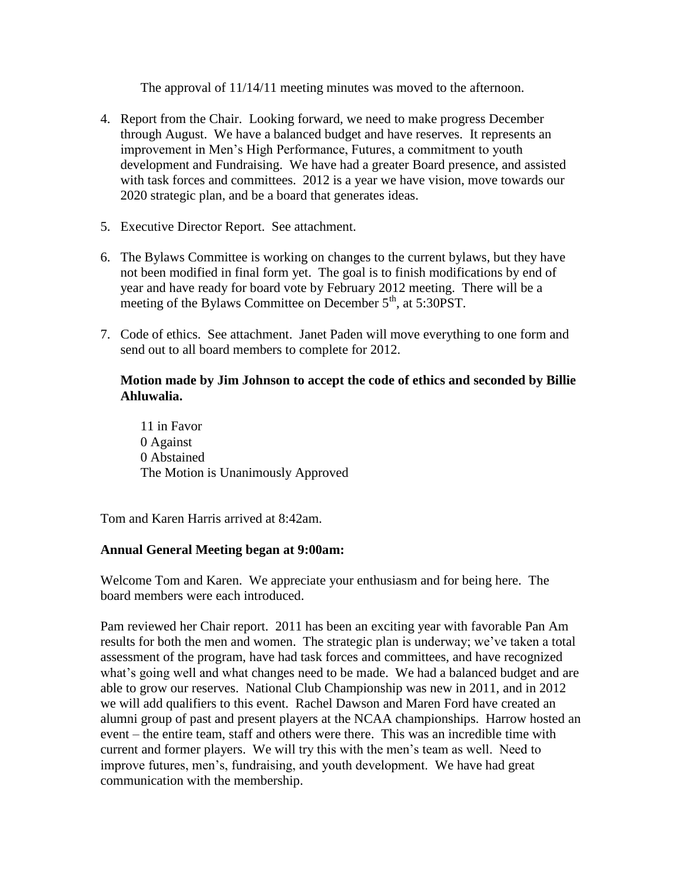The approval of 11/14/11 meeting minutes was moved to the afternoon.

4. Report from the Chair. Looking forward, we need to make progress December through August. We have a balanced budget and have reserves. It represents an improvement in Men's High Performance, Futures, a commitment to youth development and Fundraising. We have had a greater Board presence, and assisted with task forces and committees. 2012 is a year we have vision, move towards our 2020 strategic plan, and be a board that generates ideas.

5. Executive Director Report. See attachment.

6. The Bylaws Committee is working on changes to the current bylaws, but they have not been modified in final form yet. The goal is to finish modifications by end of year and have ready for board vote by February 2012 meeting. There will be a meeting of the Bylaws Committee on December 5th, at 5:30PST.

7. Code of ethics. See attachment. Janet Paden will move everything to one form and send out to all board members to complete for 2012.

   **Motion made by Jim Johnson to accept the code of ethics and seconded by Billie Ahluwalia.**

   11 in Favor
   0 Against
   0 Abstained
   The Motion is Unanimously Approved

Tom and Karen Harris arrived at 8:42am.

**Annual General Meeting began at 9:00am:**

Welcome Tom and Karen. We appreciate your enthusiasm and for being here. The board members were each introduced.

Pam reviewed her Chair report. 2011 has been an exciting year with favorable Pan Am results for both the men and women. The strategic plan is underway; we've taken a total assessment of the program, have had task forces and committees, and have recognized what's going well and what changes need to be made. We had a balanced budget and are able to grow our reserves. National Club Championship was new in 2011, and in 2012 we will add qualifiers to this event. Rachel Dawson and Maren Ford have created an alumni group of past and present players at the NCAA championships. Harrow hosted an event – the entire team, staff and others were there. This was an incredible time with current and former players. We will try this with the men's team as well. Need to improve futures, men's, fundraising, and youth development. We have had great communication with the membership.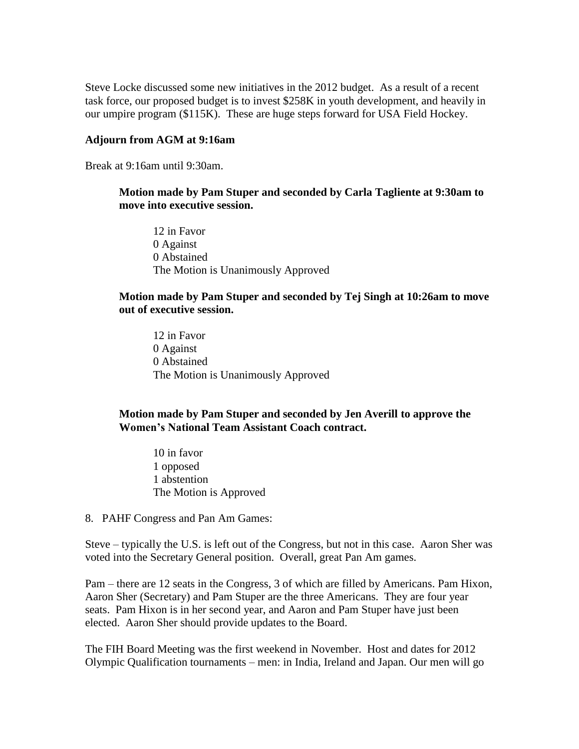Steve Locke discussed some new initiatives in the 2012 budget. As a result of a recent task force, our proposed budget is to invest $258K in youth development, and heavily in our umpire program ($115K). These are huge steps forward for USA Field Hockey.

**Adjourn from AGM at 9:16am**

Break at 9:16am until 9:30am.

> **Motion made by Pam Stuper and seconded by Carla Tagliente at 9:30am to move into executive session.**
>
> 12 in Favor
> 0 Against
> 0 Abstained
> The Motion is Unanimously Approved
>
> **Motion made by Pam Stuper and seconded by Tej Singh at 10:26am to move out of executive session.**
>
> 12 in Favor
> 0 Against
> 0 Abstained
> The Motion is Unanimously Approved
>
> **Motion made by Pam Stuper and seconded by Jen Averill to approve the Women's National Team Assistant Coach contract.**
>
> 10 in favor
> 1 opposed
> 1 abstention
> The Motion is Approved

8. PAHF Congress and Pan Am Games:

Steve – typically the U.S. is left out of the Congress, but not in this case. Aaron Sher was voted into the Secretary General position. Overall, great Pan Am games.

Pam – there are 12 seats in the Congress, 3 of which are filled by Americans. Pam Hixon, Aaron Sher (Secretary) and Pam Stuper are the three Americans. They are four year seats. Pam Hixon is in her second year, and Aaron and Pam Stuper have just been elected. Aaron Sher should provide updates to the Board.

The FIH Board Meeting was the first weekend in November. Host and dates for 2012 Olympic Qualification tournaments – men: in India, Ireland and Japan. Our men will go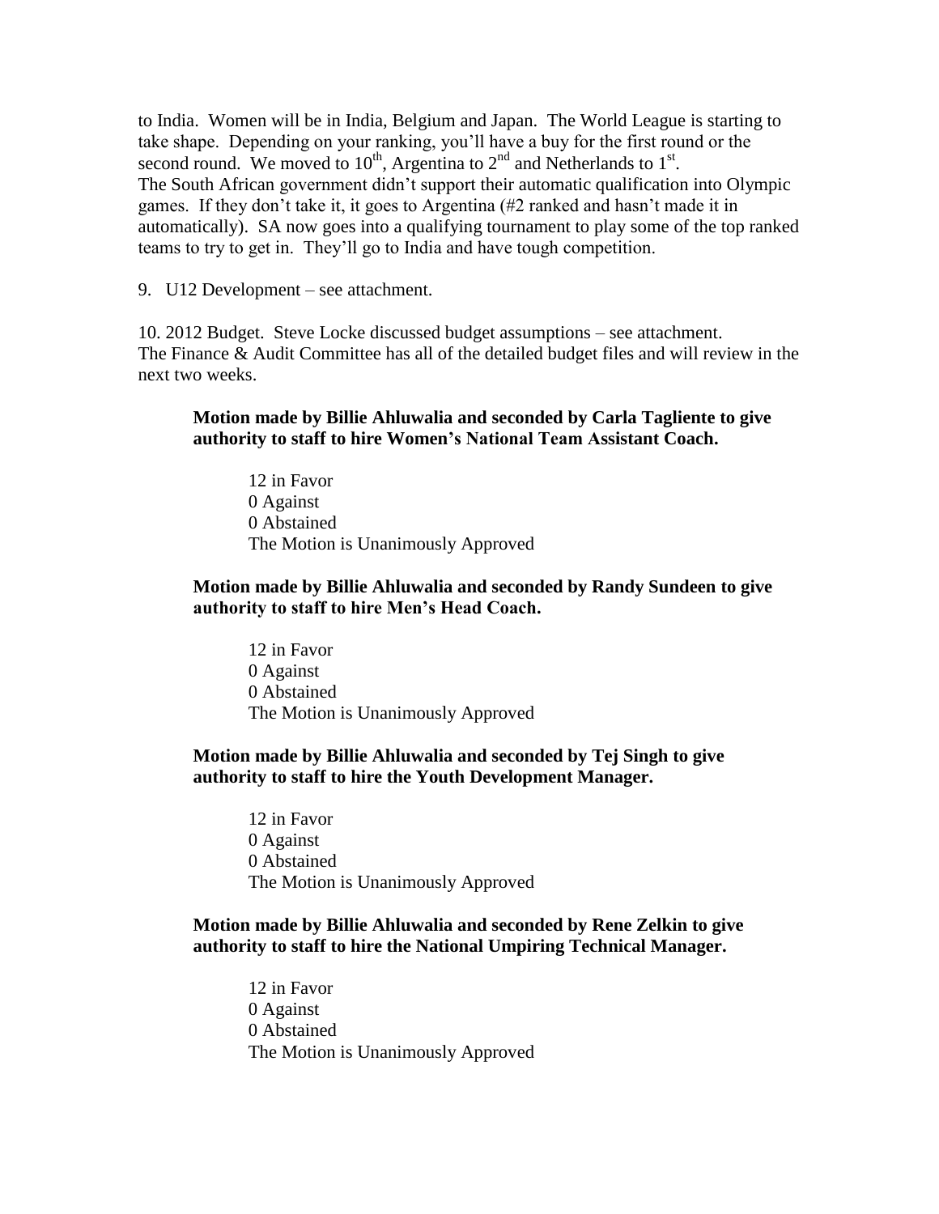to India. Women will be in India, Belgium and Japan. The World League is starting to take shape. Depending on your ranking, you'll have a buy for the first round or the second round. We moved to 10th, Argentina to 2nd and Netherlands to 1st.
The South African government didn't support their automatic qualification into Olympic games. If they don't take it, it goes to Argentina (#2 ranked and hasn't made it in automatically). SA now goes into a qualifying tournament to play some of the top ranked teams to try to get in. They'll go to India and have tough competition.

9. U12 Development – see attachment.

10. 2012 Budget. Steve Locke discussed budget assumptions – see attachment.
The Finance & Audit Committee has all of the detailed budget files and will review in the next two weeks.

**Motion made by Billie Ahluwalia and seconded by Carla Tagliente to give authority to staff to hire Women's National Team Assistant Coach.**

12 in Favor
0 Against
0 Abstained
The Motion is Unanimously Approved

**Motion made by Billie Ahluwalia and seconded by Randy Sundeen to give authority to staff to hire Men's Head Coach.**

12 in Favor
0 Against
0 Abstained
The Motion is Unanimously Approved

**Motion made by Billie Ahluwalia and seconded by Tej Singh to give authority to staff to hire the Youth Development Manager.**

12 in Favor
0 Against
0 Abstained
The Motion is Unanimously Approved

**Motion made by Billie Ahluwalia and seconded by Rene Zelkin to give authority to staff to hire the National Umpiring Technical Manager.**

12 in Favor
0 Against
0 Abstained
The Motion is Unanimously Approved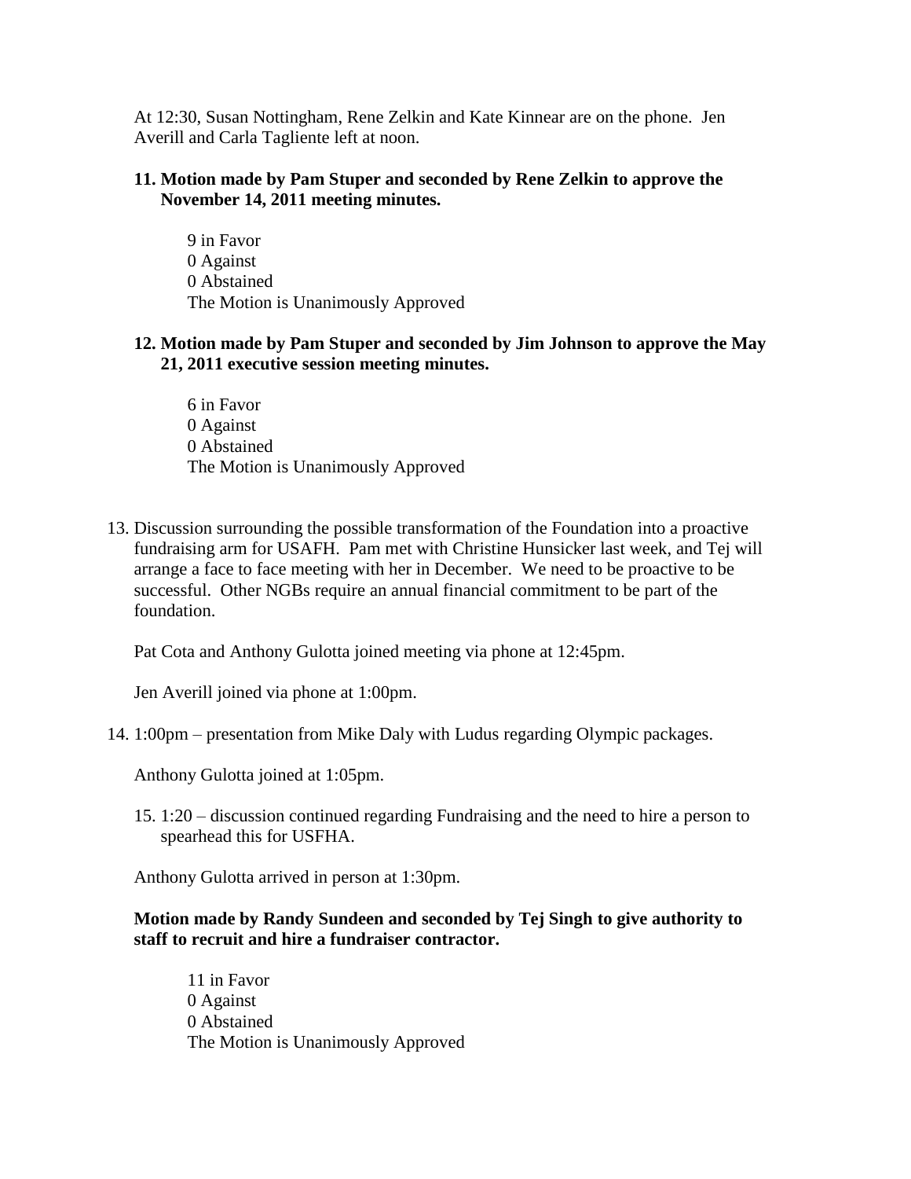At 12:30, Susan Nottingham, Rene Zelkin and Kate Kinnear are on the phone. Jen Averill and Carla Tagliente left at noon.

**11. Motion made by Pam Stuper and seconded by Rene Zelkin to approve the November 14, 2011 meeting minutes.**

> 9 in Favor
> 0 Against
> 0 Abstained
> The Motion is Unanimously Approved

**12. Motion made by Pam Stuper and seconded by Jim Johnson to approve the May 21, 2011 executive session meeting minutes.**

> 6 in Favor
> 0 Against
> 0 Abstained
> The Motion is Unanimously Approved

13. Discussion surrounding the possible transformation of the Foundation into a proactive fundraising arm for USAFH. Pam met with Christine Hunsicker last week, and Tej will arrange a face to face meeting with her in December. We need to be proactive to be successful. Other NGBs require an annual financial commitment to be part of the foundation.

Pat Cota and Anthony Gulotta joined meeting via phone at 12:45pm.

Jen Averill joined via phone at 1:00pm.

14. 1:00pm – presentation from Mike Daly with Ludus regarding Olympic packages.

Anthony Gulotta joined at 1:05pm.

15. 1:20 – discussion continued regarding Fundraising and the need to hire a person to spearhead this for USFHA.

Anthony Gulotta arrived in person at 1:30pm.

**Motion made by Randy Sundeen and seconded by Tej Singh to give authority to staff to recruit and hire a fundraiser contractor.**

> 11 in Favor
> 0 Against
> 0 Abstained
> The Motion is Unanimously Approved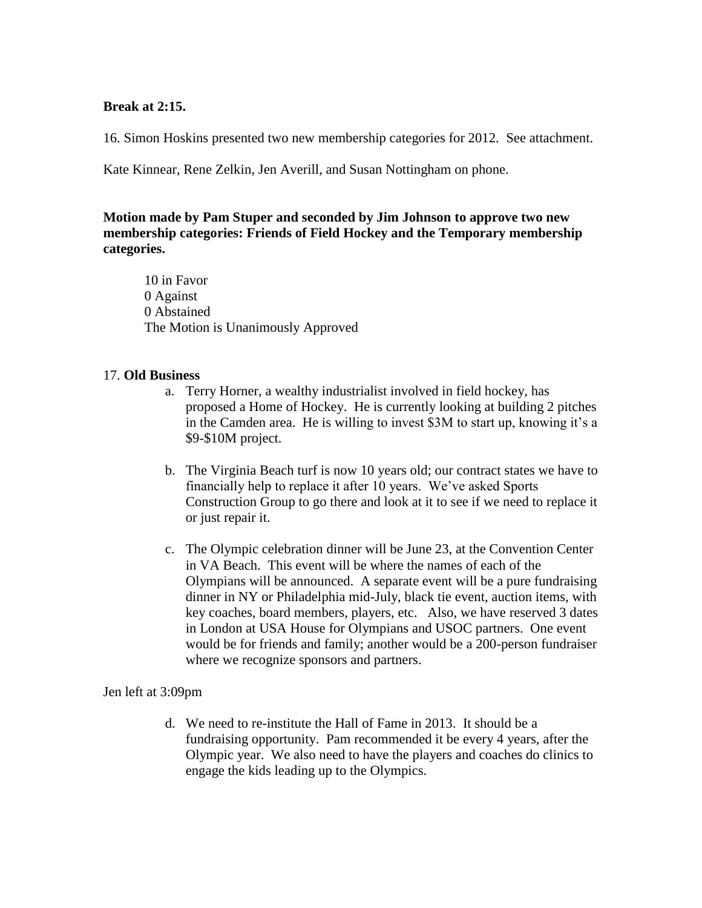**Break at 2:15.**

16. Simon Hoskins presented two new membership categories for 2012. See attachment.

Kate Kinnear, Rene Zelkin, Jen Averill, and Susan Nottingham on phone.

**Motion made by Pam Stuper and seconded by Jim Johnson to approve two new membership categories: Friends of Field Hockey and the Temporary membership categories.**

> 10 in Favor
> 0 Against
> 0 Abstained
> The Motion is Unanimously Approved

17. **Old Business**

a. Terry Horner, a wealthy industrialist involved in field hockey, has proposed a Home of Hockey. He is currently looking at building 2 pitches in the Camden area. He is willing to invest \$3M to start up, knowing it's a \$9-\$10M project.

b. The Virginia Beach turf is now 10 years old; our contract states we have to financially help to replace it after 10 years. We've asked Sports Construction Group to go there and look at it to see if we need to replace it or just repair it.

c. The Olympic celebration dinner will be June 23, at the Convention Center in VA Beach. This event will be where the names of each of the Olympians will be announced. A separate event will be a pure fundraising dinner in NY or Philadelphia mid-July, black tie event, auction items, with key coaches, board members, players, etc. Also, we have reserved 3 dates in London at USA House for Olympians and USOC partners. One event would be for friends and family; another would be a 200-person fundraiser where we recognize sponsors and partners.

Jen left at 3:09pm

d. We need to re-institute the Hall of Fame in 2013. It should be a fundraising opportunity. Pam recommended it be every 4 years, after the Olympic year. We also need to have the players and coaches do clinics to engage the kids leading up to the Olympics.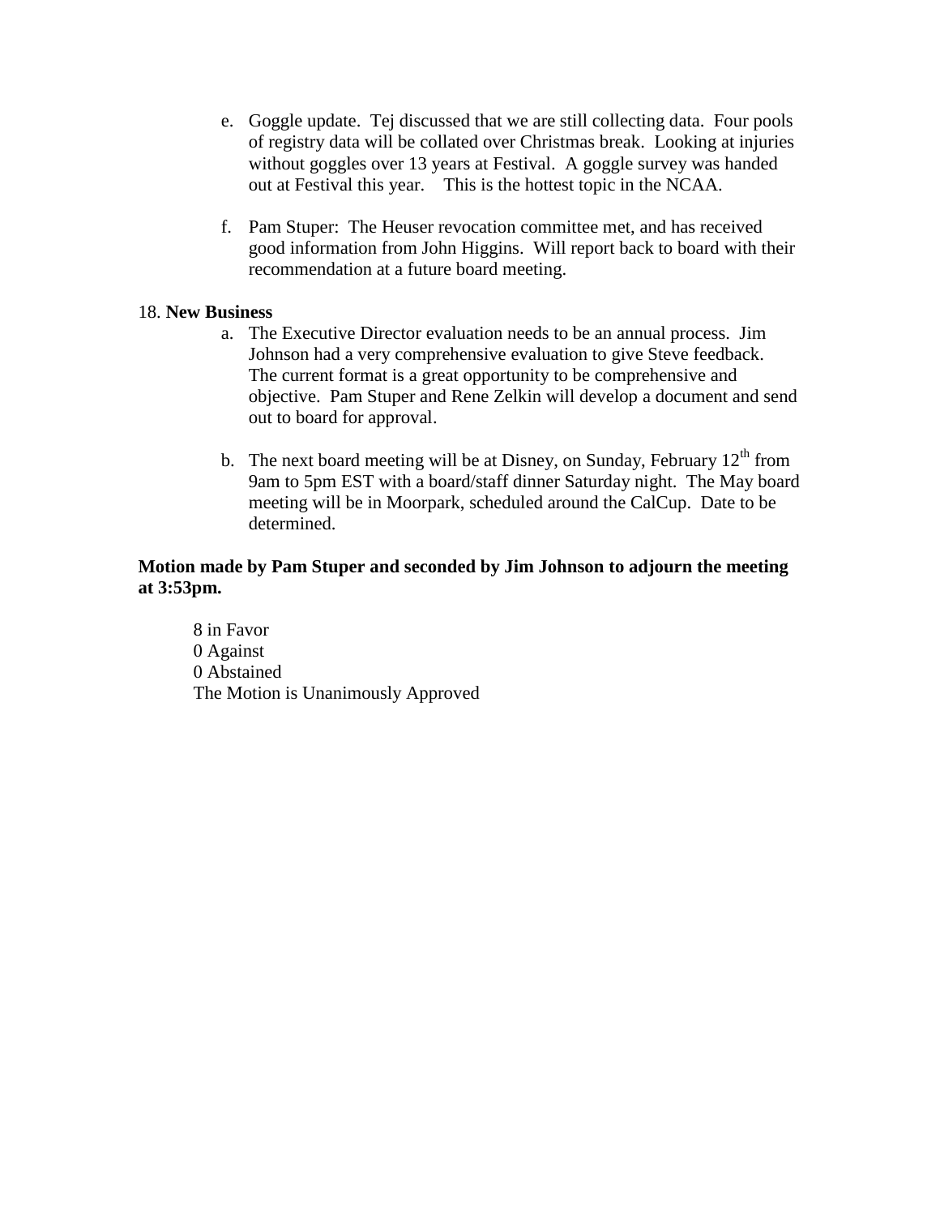e. Goggle update. Tej discussed that we are still collecting data. Four pools of registry data will be collated over Christmas break. Looking at injuries without goggles over 13 years at Festival. A goggle survey was handed out at Festival this year. This is the hottest topic in the NCAA.

f. Pam Stuper: The Heuser revocation committee met, and has received good information from John Higgins. Will report back to board with their recommendation at a future board meeting.

18. **New Business**

a. The Executive Director evaluation needs to be an annual process. Jim Johnson had a very comprehensive evaluation to give Steve feedback. The current format is a great opportunity to be comprehensive and objective. Pam Stuper and Rene Zelkin will develop a document and send out to board for approval.

b. The next board meeting will be at Disney, on Sunday, February 12th from 9am to 5pm EST with a board/staff dinner Saturday night. The May board meeting will be in Moorpark, scheduled around the CalCup. Date to be determined.

**Motion made by Pam Stuper and seconded by Jim Johnson to adjourn the meeting at 3:53pm.**

8 in Favor
0 Against
0 Abstained
The Motion is Unanimously Approved